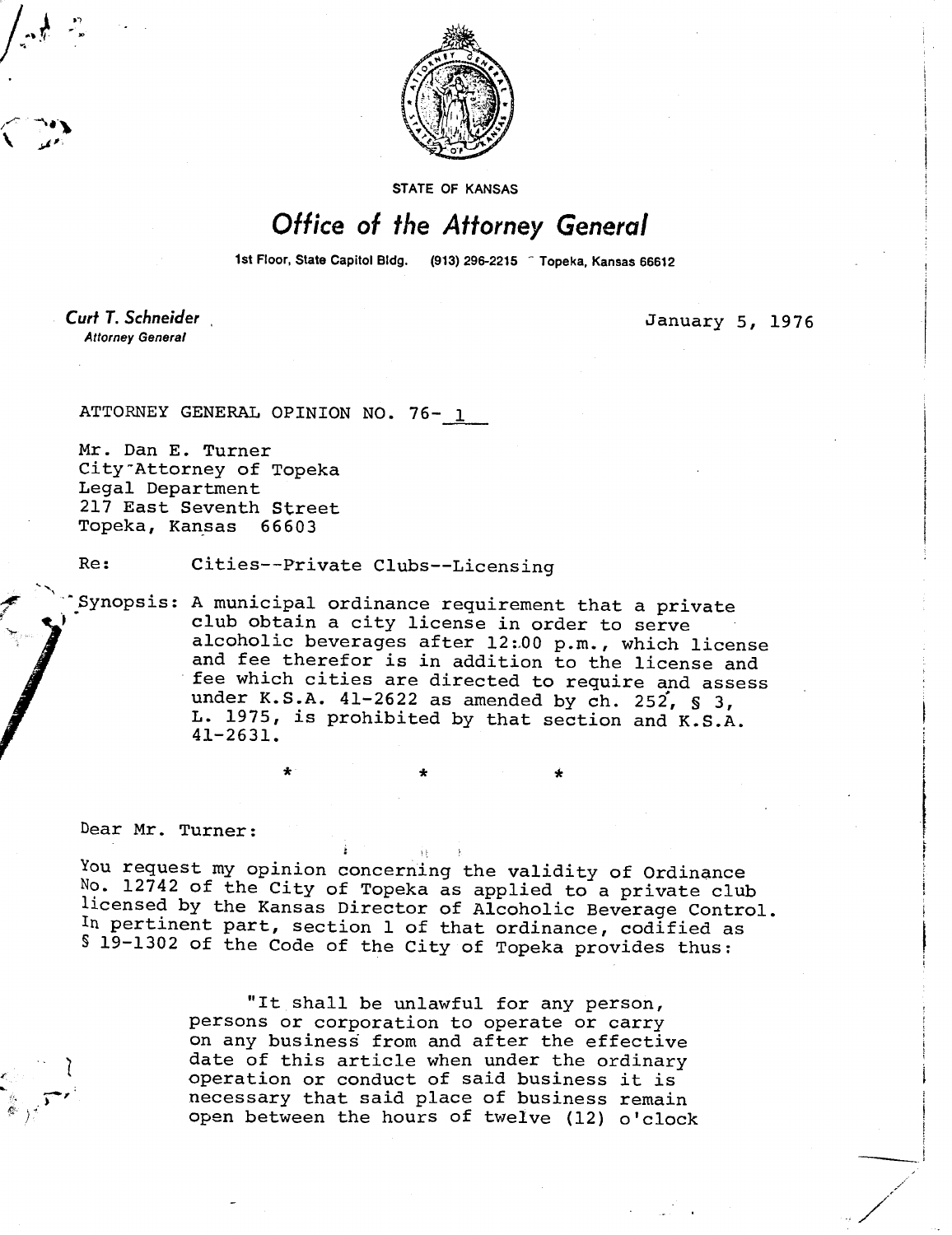STATE OF KANSAS

# *Office of the Attorney General*

1st Floor, State Capitol Bldg. (913) 296-2215 Topeka, Kansas 66612

***Curt T. Schneider***
*Attorney General*

January 5, 1976

ATTORNEY GENERAL OPINION NO. 76- 1

Mr. Dan E. Turner
City Attorney of Topeka
Legal Department
217 East Seventh Street
Topeka, Kansas 66603

Re: Cities--Private Clubs--Licensing

Synopsis: A municipal ordinance requirement that a private club obtain a city license in order to serve alcoholic beverages after 12:00 p.m., which license and fee therefor is in addition to the license and fee which cities are directed to require and assess under K.S.A. 41-2622 as amended by ch. 252, § 3, L. 1975, is prohibited by that section and K.S.A. 41-2631.

\*　　　　\*　　　　\*

Dear Mr. Turner:

You request my opinion concerning the validity of Ordinance No. 12742 of the City of Topeka as applied to a private club licensed by the Kansas Director of Alcoholic Beverage Control. In pertinent part, section 1 of that ordinance, codified as § 19-1302 of the Code of the City of Topeka provides thus:

> "It shall be unlawful for any person, persons or corporation to operate or carry on any business from and after the effective date of this article when under the ordinary operation or conduct of said business it is necessary that said place of business remain open between the hours of twelve (12) o'clock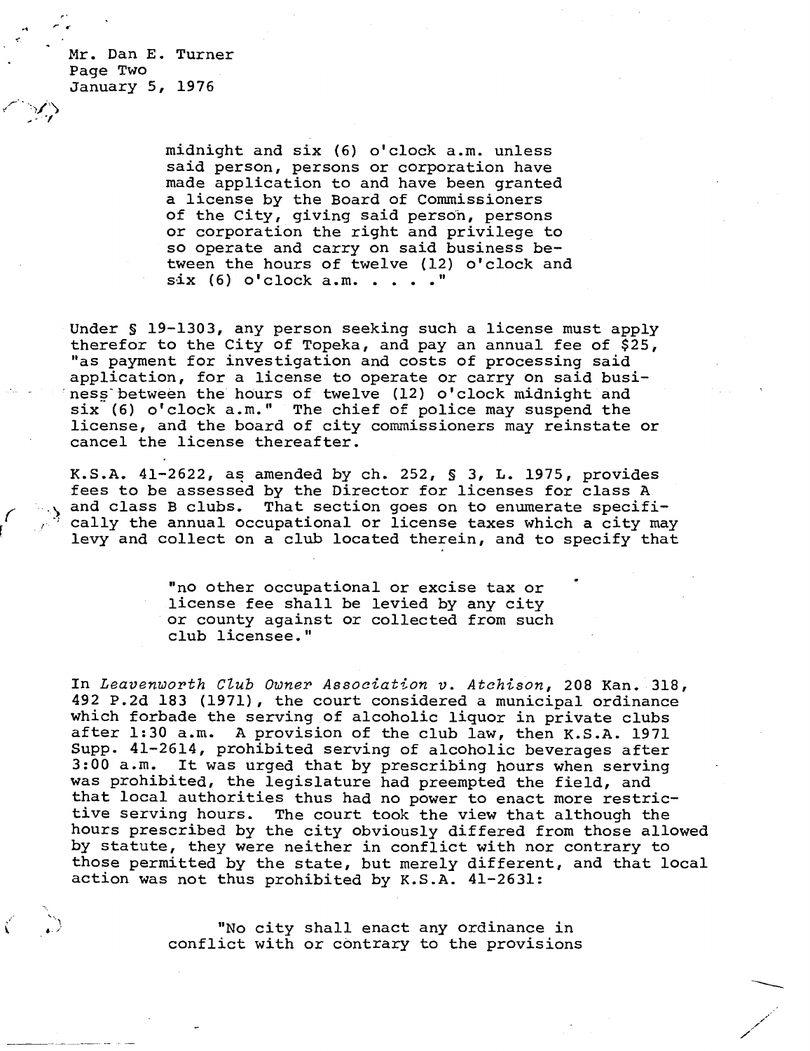Mr. Dan E. Turner
Page Two
January 5, 1976

> midnight and six (6) o'clock a.m. unless said person, persons or corporation have made application to and have been granted a license by the Board of Commissioners of the City, giving said person, persons or corporation the right and privilege to so operate and carry on said business between the hours of twelve (12) o'clock and six (6) o'clock a.m. . . . ."

Under § 19-1303, any person seeking such a license must apply therefor to the City of Topeka, and pay an annual fee of $25, "as payment for investigation and costs of processing said application, for a license to operate or carry on said business between the hours of twelve (12) o'clock midnight and six (6) o'clock a.m." The chief of police may suspend the license, and the board of city commissioners may reinstate or cancel the license thereafter.

K.S.A. 41-2622, as amended by ch. 252, § 3, L. 1975, provides fees to be assessed by the Director for licenses for class A and class B clubs. That section goes on to enumerate specifically the annual occupational or license taxes which a city may levy and collect on a club located therein, and to specify that

> "no other occupational or excise tax or license fee shall be levied by any city or county against or collected from such club licensee."

In *Leavenworth Club Owner Association v. Atchison*, 208 Kan. 318, 492 P.2d 183 (1971), the court considered a municipal ordinance which forbade the serving of alcoholic liquor in private clubs after 1:30 a.m. A provision of the club law, then K.S.A. 1971 Supp. 41-2614, prohibited serving of alcoholic beverages after 3:00 a.m. It was urged that by prescribing hours when serving was prohibited, the legislature had preempted the field, and that local authorities thus had no power to enact more restrictive serving hours. The court took the view that although the hours prescribed by the city obviously differed from those allowed by statute, they were neither in conflict with nor contrary to those permitted by the state, but merely different, and that local action was not thus prohibited by K.S.A. 41-2631:

> "No city shall enact any ordinance in conflict with or contrary to the provisions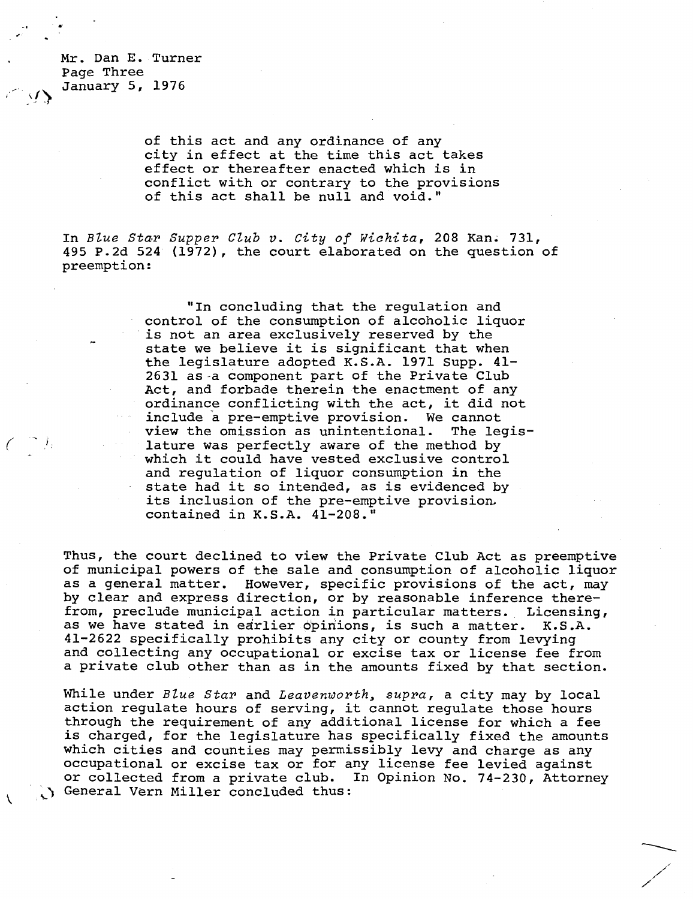> of this act and any ordinance of any city in effect at the time this act takes effect or thereafter enacted which is in conflict with or contrary to the provisions of this act shall be null and void."

In *Blue Star Supper Club v. City of Wichita*, 208 Kan. 731, 495 P.2d 524 (1972), the court elaborated on the question of preemption:

> "In concluding that the regulation and control of the consumption of alcoholic liquor is not an area exclusively reserved by the state we believe it is significant that when the legislature adopted K.S.A. 1971 Supp. 41-2631 as a component part of the Private Club Act, and forbade therein the enactment of any ordinance conflicting with the act, it did not include a pre-emptive provision. We cannot view the omission as unintentional. The legislature was perfectly aware of the method by which it could have vested exclusive control and regulation of liquor consumption in the state had it so intended, as is evidenced by its inclusion of the pre-emptive provision contained in K.S.A. 41-208."

Thus, the court declined to view the Private Club Act as preemptive of municipal powers of the sale and consumption of alcoholic liquor as a general matter. However, specific provisions of the act, may by clear and express direction, or by reasonable inference therefrom, preclude municipal action in particular matters. Licensing, as we have stated in earlier opinions, is such a matter. K.S.A. 41-2622 specifically prohibits any city or county from levying and collecting any occupational or excise tax or license fee from a private club other than as in the amounts fixed by that section.

While under *Blue Star* and *Leavenworth, supra*, a city may by local action regulate hours of serving, it cannot regulate those hours through the requirement of any additional license for which a fee is charged, for the legislature has specifically fixed the amounts which cities and counties may permissibly levy and charge as any occupational or excise tax or for any license fee levied against or collected from a private club. In Opinion No. 74-230, Attorney General Vern Miller concluded thus: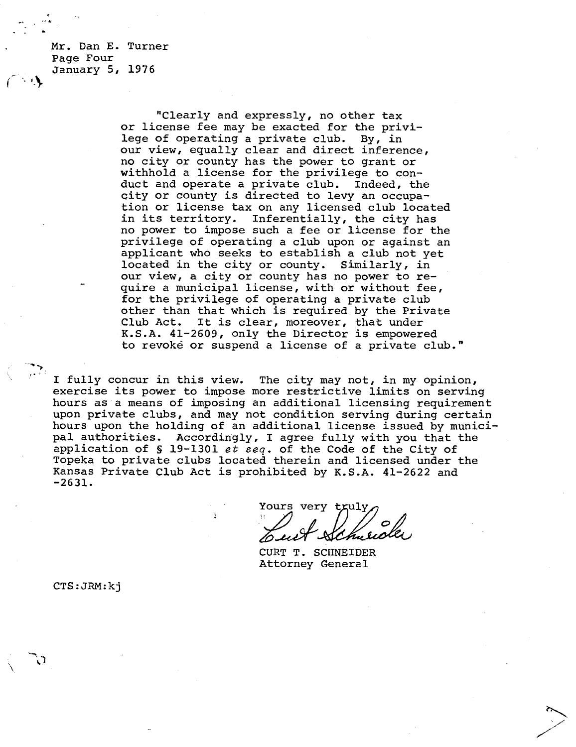Mr. Dan E. Turner
Page Four
January 5, 1976

> "Clearly and expressly, no other tax or license fee may be exacted for the privilege of operating a private club. By, in our view, equally clear and direct inference, no city or county has the power to grant or withhold a license for the privilege to conduct and operate a private club. Indeed, the city or county is directed to levy an occupation or license tax on any licensed club located in its territory. Inferentially, the city has no power to impose such a fee or license for the privilege of operating a club upon or against an applicant who seeks to establish a club not yet located in the city or county. Similarly, in our view, a city or county has no power to require a municipal license, with or without fee, for the privilege of operating a private club other than that which is required by the Private Club Act. It is clear, moreover, that under K.S.A. 41-2609, only the Director is empowered to revoke or suspend a license of a private club."

I fully concur in this view. The city may not, in my opinion, exercise its power to impose more restrictive limits on serving hours as a means of imposing an additional licensing requirement upon private clubs, and may not condition serving during certain hours upon the holding of an additional license issued by municipal authorities. Accordingly, I agree fully with you that the application of § 19-1301 *et seq.* of the Code of the City of Topeka to private clubs located therein and licensed under the Kansas Private Club Act is prohibited by K.S.A. 41-2622 and -2631.

Yours very truly,

Curt Schneider

CURT T. SCHNEIDER
Attorney General

CTS:JRM:kj